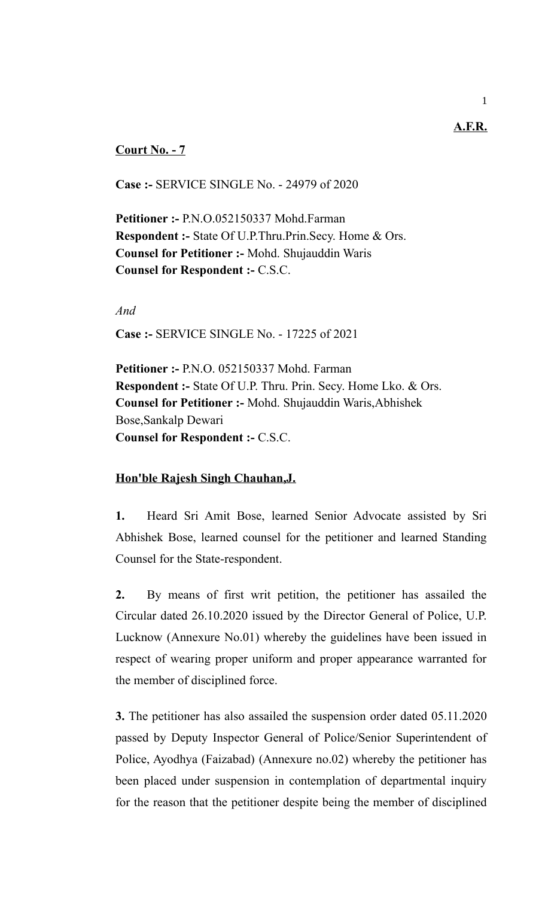**A.F.R.**

**Court No. - 7**

**Case :-** SERVICE SINGLE No. - 24979 of 2020

**Petitioner :-** P.N.O.052150337 Mohd.Farman
**Respondent :-** State Of U.P.Thru.Prin.Secy. Home & Ors.
**Counsel for Petitioner :-** Mohd. Shujauddin Waris
**Counsel for Respondent :-** C.S.C.

*And*

**Case :-** SERVICE SINGLE No. - 17225 of 2021

**Petitioner :-** P.N.O. 052150337 Mohd. Farman
**Respondent :-** State Of U.P. Thru. Prin. Secy. Home Lko. & Ors.
**Counsel for Petitioner :-** Mohd. Shujauddin Waris,Abhishek Bose,Sankalp Dewari
**Counsel for Respondent :-** C.S.C.

**Hon'ble Rajesh Singh Chauhan,J.**

**1.** Heard Sri Amit Bose, learned Senior Advocate assisted by Sri Abhishek Bose, learned counsel for the petitioner and learned Standing Counsel for the State-respondent.

**2.** By means of first writ petition, the petitioner has assailed the Circular dated 26.10.2020 issued by the Director General of Police, U.P. Lucknow (Annexure No.01) whereby the guidelines have been issued in respect of wearing proper uniform and proper appearance warranted for the member of disciplined force.

**3.** The petitioner has also assailed the suspension order dated 05.11.2020 passed by Deputy Inspector General of Police/Senior Superintendent of Police, Ayodhya (Faizabad) (Annexure no.02) whereby the petitioner has been placed under suspension in contemplation of departmental inquiry for the reason that the petitioner despite being the member of disciplined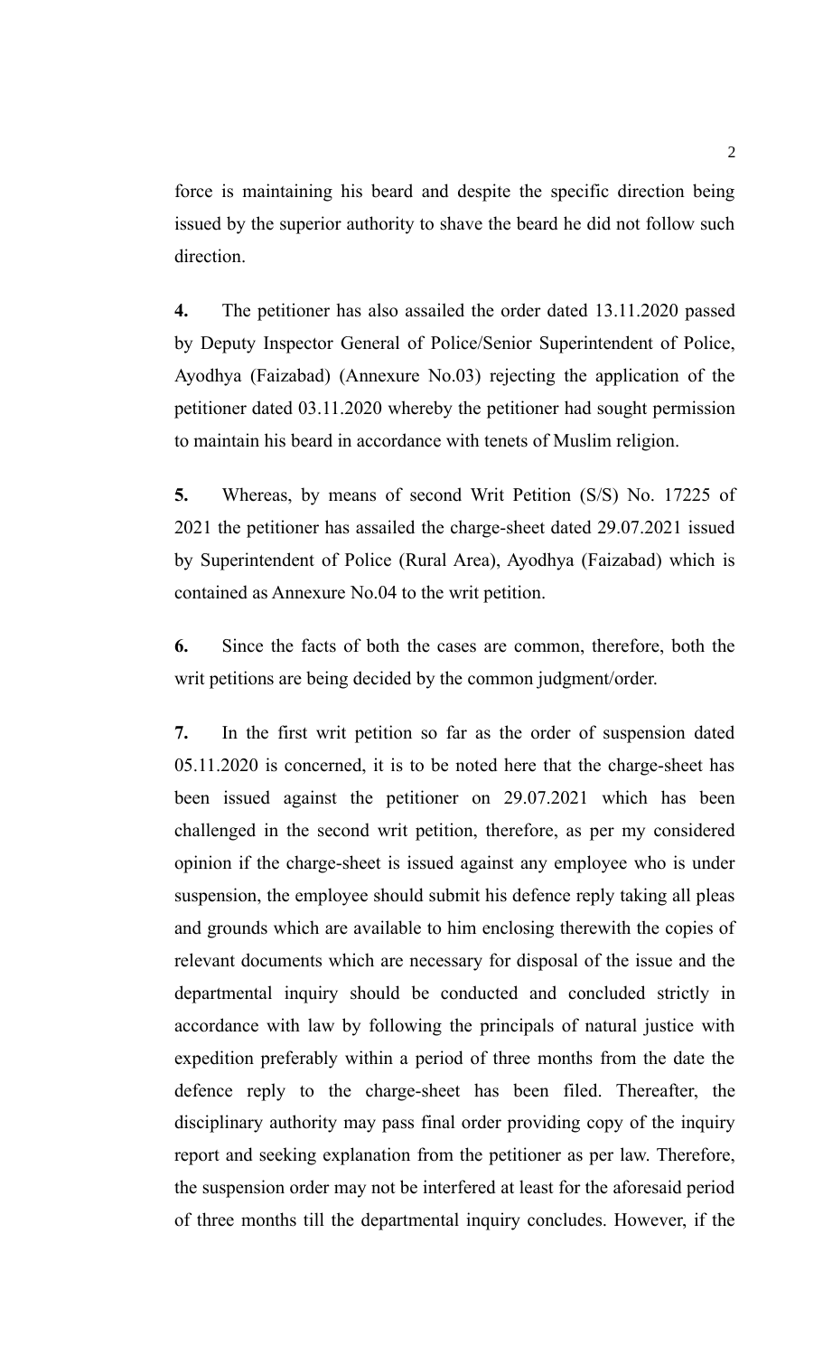force is maintaining his beard and despite the specific direction being issued by the superior authority to shave the beard he did not follow such direction.

**4.** The petitioner has also assailed the order dated 13.11.2020 passed by Deputy Inspector General of Police/Senior Superintendent of Police, Ayodhya (Faizabad) (Annexure No.03) rejecting the application of the petitioner dated 03.11.2020 whereby the petitioner had sought permission to maintain his beard in accordance with tenets of Muslim religion.

**5.** Whereas, by means of second Writ Petition (S/S) No. 17225 of 2021 the petitioner has assailed the charge-sheet dated 29.07.2021 issued by Superintendent of Police (Rural Area), Ayodhya (Faizabad) which is contained as Annexure No.04 to the writ petition.

**6.** Since the facts of both the cases are common, therefore, both the writ petitions are being decided by the common judgment/order.

**7.** In the first writ petition so far as the order of suspension dated 05.11.2020 is concerned, it is to be noted here that the charge-sheet has been issued against the petitioner on 29.07.2021 which has been challenged in the second writ petition, therefore, as per my considered opinion if the charge-sheet is issued against any employee who is under suspension, the employee should submit his defence reply taking all pleas and grounds which are available to him enclosing therewith the copies of relevant documents which are necessary for disposal of the issue and the departmental inquiry should be conducted and concluded strictly in accordance with law by following the principals of natural justice with expedition preferably within a period of three months from the date the defence reply to the charge-sheet has been filed. Thereafter, the disciplinary authority may pass final order providing copy of the inquiry report and seeking explanation from the petitioner as per law. Therefore, the suspension order may not be interfered at least for the aforesaid period of three months till the departmental inquiry concludes. However, if the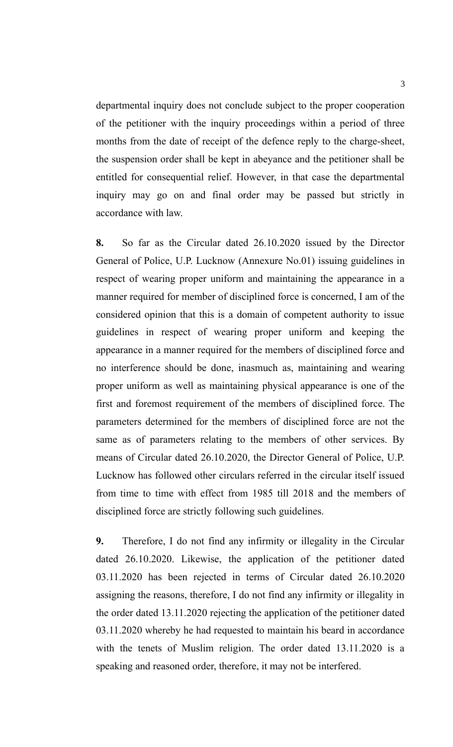departmental inquiry does not conclude subject to the proper cooperation of the petitioner with the inquiry proceedings within a period of three months from the date of receipt of the defence reply to the charge-sheet, the suspension order shall be kept in abeyance and the petitioner shall be entitled for consequential relief. However, in that case the departmental inquiry may go on and final order may be passed but strictly in accordance with law.

**8.** So far as the Circular dated 26.10.2020 issued by the Director General of Police, U.P. Lucknow (Annexure No.01) issuing guidelines in respect of wearing proper uniform and maintaining the appearance in a manner required for member of disciplined force is concerned, I am of the considered opinion that this is a domain of competent authority to issue guidelines in respect of wearing proper uniform and keeping the appearance in a manner required for the members of disciplined force and no interference should be done, inasmuch as, maintaining and wearing proper uniform as well as maintaining physical appearance is one of the first and foremost requirement of the members of disciplined force. The parameters determined for the members of disciplined force are not the same as of parameters relating to the members of other services. By means of Circular dated 26.10.2020, the Director General of Police, U.P. Lucknow has followed other circulars referred in the circular itself issued from time to time with effect from 1985 till 2018 and the members of disciplined force are strictly following such guidelines.

**9.** Therefore, I do not find any infirmity or illegality in the Circular dated 26.10.2020. Likewise, the application of the petitioner dated 03.11.2020 has been rejected in terms of Circular dated 26.10.2020 assigning the reasons, therefore, I do not find any infirmity or illegality in the order dated 13.11.2020 rejecting the application of the petitioner dated 03.11.2020 whereby he had requested to maintain his beard in accordance with the tenets of Muslim religion. The order dated 13.11.2020 is a speaking and reasoned order, therefore, it may not be interfered.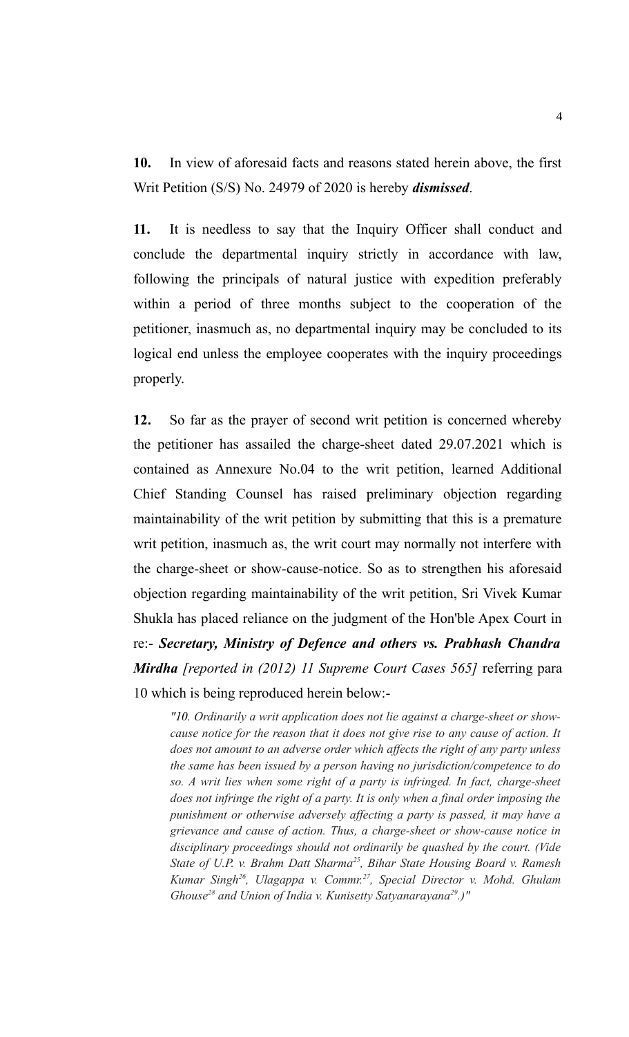**10.** In view of aforesaid facts and reasons stated herein above, the first Writ Petition (S/S) No. 24979 of 2020 is hereby ***dismissed***.

**11.** It is needless to say that the Inquiry Officer shall conduct and conclude the departmental inquiry strictly in accordance with law, following the principals of natural justice with expedition preferably within a period of three months subject to the cooperation of the petitioner, inasmuch as, no departmental inquiry may be concluded to its logical end unless the employee cooperates with the inquiry proceedings properly.

**12.** So far as the prayer of second writ petition is concerned whereby the petitioner has assailed the charge-sheet dated 29.07.2021 which is contained as Annexure No.04 to the writ petition, learned Additional Chief Standing Counsel has raised preliminary objection regarding maintainability of the writ petition by submitting that this is a premature writ petition, inasmuch as, the writ court may normally not interfere with the charge-sheet or show-cause-notice. So as to strengthen his aforesaid objection regarding maintainability of the writ petition, Sri Vivek Kumar Shukla has placed reliance on the judgment of the Hon'ble Apex Court in re:- ***Secretary, Ministry of Defence and others vs. Prabhash Chandra Mirdha*** *[reported in (2012) 11 Supreme Court Cases 565]* referring para 10 which is being reproduced herein below:-

> *"10. Ordinarily a writ application does not lie against a charge-sheet or show-cause notice for the reason that it does not give rise to any cause of action. It does not amount to an adverse order which affects the right of any party unless the same has been issued by a person having no jurisdiction/competence to do so. A writ lies when some right of a party is infringed. In fact, charge-sheet does not infringe the right of a party. It is only when a final order imposing the punishment or otherwise adversely affecting a party is passed, it may have a grievance and cause of action. Thus, a charge-sheet or show-cause notice in disciplinary proceedings should not ordinarily be quashed by the court. (Vide State of U.P. v. Brahm Datt Sharma[25], Bihar State Housing Board v. Ramesh Kumar Singh[26], Ulagappa v. Commr.[27], Special Director v. Mohd. Ghulam Ghouse[28] and Union of India v. Kunisetty Satyanarayana[29].)"*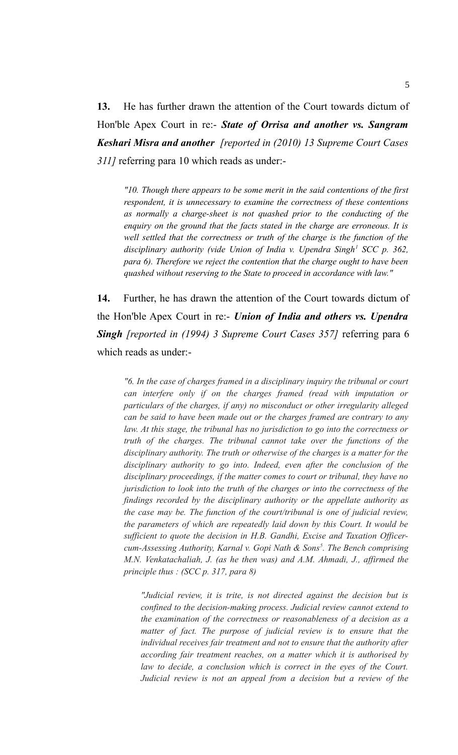**13.** He has further drawn the attention of the Court towards dictum of Hon'ble Apex Court in re:- ***State of Orrisa and another vs. Sangram Keshari Misra and another*** *[reported in (2010) 13 Supreme Court Cases 311]* referring para 10 which reads as under:-

> *"10. Though there appears to be some merit in the said contentions of the first respondent, it is unnecessary to examine the correctness of these contentions as normally a charge-sheet is not quashed prior to the conducting of the enquiry on the ground that the facts stated in the charge are erroneous. It is well settled that the correctness or truth of the charge is the function of the disciplinary authority (vide Union of India v. Upendra Singh[1] SCC p. 362, para 6). Therefore we reject the contention that the charge ought to have been quashed without reserving to the State to proceed in accordance with law."*

**14.** Further, he has drawn the attention of the Court towards dictum of the Hon'ble Apex Court in re:- ***Union of India and others vs. Upendra Singh*** *[reported in (1994) 3 Supreme Court Cases 357]* referring para 6 which reads as under:-

> *"6. In the case of charges framed in a disciplinary inquiry the tribunal or court can interfere only if on the charges framed (read with imputation or particulars of the charges, if any) no misconduct or other irregularity alleged can be said to have been made out or the charges framed are contrary to any law. At this stage, the tribunal has no jurisdiction to go into the correctness or truth of the charges. The tribunal cannot take over the functions of the disciplinary authority. The truth or otherwise of the charges is a matter for the disciplinary authority to go into. Indeed, even after the conclusion of the disciplinary proceedings, if the matter comes to court or tribunal, they have no jurisdiction to look into the truth of the charges or into the correctness of the findings recorded by the disciplinary authority or the appellate authority as the case may be. The function of the court/tribunal is one of judicial review, the parameters of which are repeatedly laid down by this Court. It would be sufficient to quote the decision in H.B. Gandhi, Excise and Taxation Officer-cum-Assessing Authority, Karnal v. Gopi Nath & Sons[5]. The Bench comprising M.N. Venkatachaliah, J. (as he then was) and A.M. Ahmadi, J., affirmed the principle thus : (SCC p. 317, para 8)*
>
> > *"Judicial review, it is trite, is not directed against the decision but is confined to the decision-making process. Judicial review cannot extend to the examination of the correctness or reasonableness of a decision as a matter of fact. The purpose of judicial review is to ensure that the individual receives fair treatment and not to ensure that the authority after according fair treatment reaches, on a matter which it is authorised by law to decide, a conclusion which is correct in the eyes of the Court. Judicial review is not an appeal from a decision but a review of the*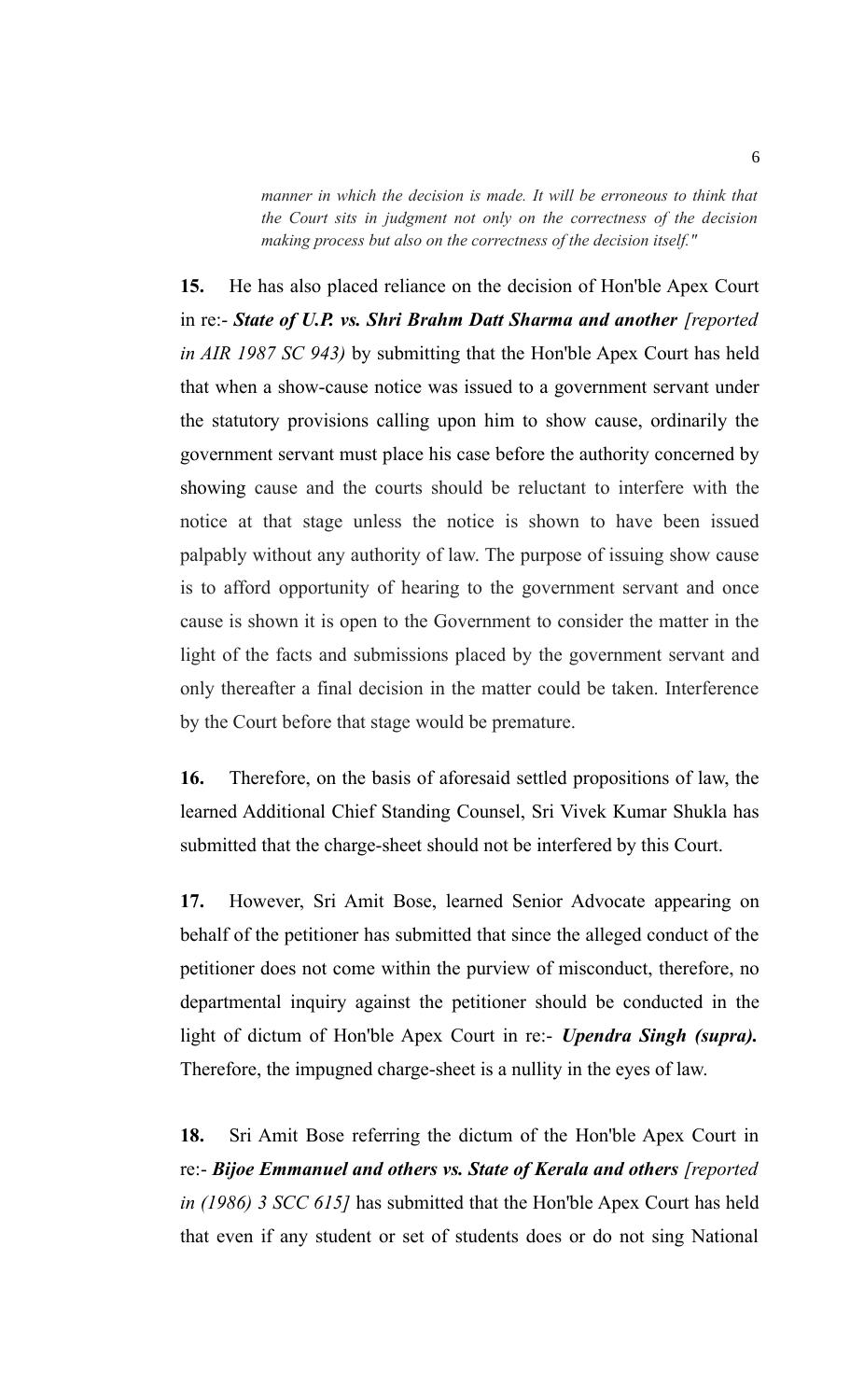*manner in which the decision is made. It will be erroneous to think that the Court sits in judgment not only on the correctness of the decision making process but also on the correctness of the decision itself."*

**15.** He has also placed reliance on the decision of Hon'ble Apex Court in re:- ***State of U.P. vs. Shri Brahm Datt Sharma and another*** *[reported in AIR 1987 SC 943)* by submitting that the Hon'ble Apex Court has held that when a show-cause notice was issued to a government servant under the statutory provisions calling upon him to show cause, ordinarily the government servant must place his case before the authority concerned by showing cause and the courts should be reluctant to interfere with the notice at that stage unless the notice is shown to have been issued palpably without any authority of law. The purpose of issuing show cause is to afford opportunity of hearing to the government servant and once cause is shown it is open to the Government to consider the matter in the light of the facts and submissions placed by the government servant and only thereafter a final decision in the matter could be taken. Interference by the Court before that stage would be premature.

**16.** Therefore, on the basis of aforesaid settled propositions of law, the learned Additional Chief Standing Counsel, Sri Vivek Kumar Shukla has submitted that the charge-sheet should not be interfered by this Court.

**17.** However, Sri Amit Bose, learned Senior Advocate appearing on behalf of the petitioner has submitted that since the alleged conduct of the petitioner does not come within the purview of misconduct, therefore, no departmental inquiry against the petitioner should be conducted in the light of dictum of Hon'ble Apex Court in re:- ***Upendra Singh (supra).*** Therefore, the impugned charge-sheet is a nullity in the eyes of law.

**18.** Sri Amit Bose referring the dictum of the Hon'ble Apex Court in re:- ***Bijoe Emmanuel and others vs. State of Kerala and others*** *[reported in (1986) 3 SCC 615]* has submitted that the Hon'ble Apex Court has held that even if any student or set of students does or do not sing National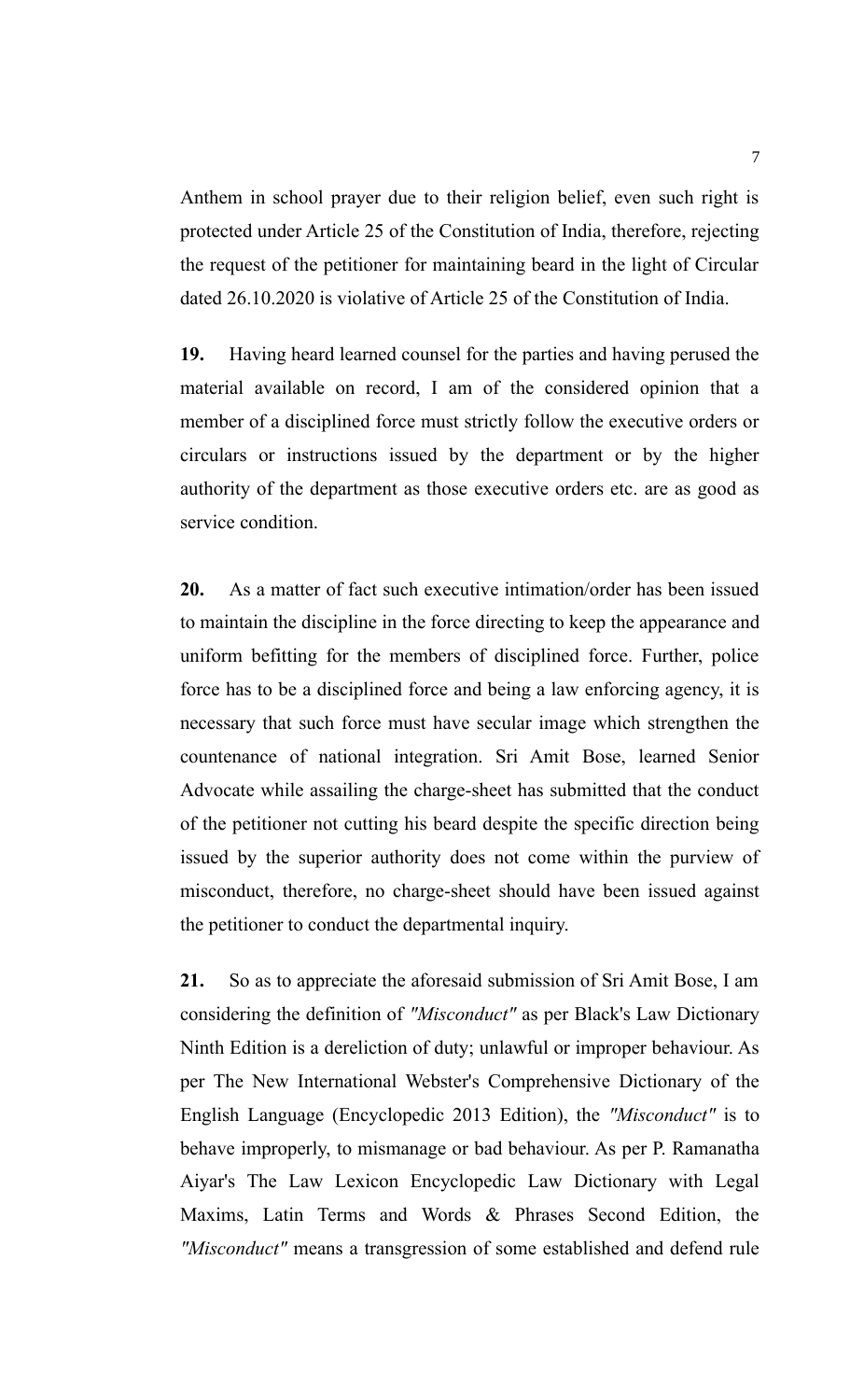Anthem in school prayer due to their religion belief, even such right is protected under Article 25 of the Constitution of India, therefore, rejecting the request of the petitioner for maintaining beard in the light of Circular dated 26.10.2020 is violative of Article 25 of the Constitution of India.

**19.** Having heard learned counsel for the parties and having perused the material available on record, I am of the considered opinion that a member of a disciplined force must strictly follow the executive orders or circulars or instructions issued by the department or by the higher authority of the department as those executive orders etc. are as good as service condition.

**20.** As a matter of fact such executive intimation/order has been issued to maintain the discipline in the force directing to keep the appearance and uniform befitting for the members of disciplined force. Further, police force has to be a disciplined force and being a law enforcing agency, it is necessary that such force must have secular image which strengthen the countenance of national integration. Sri Amit Bose, learned Senior Advocate while assailing the charge-sheet has submitted that the conduct of the petitioner not cutting his beard despite the specific direction being issued by the superior authority does not come within the purview of misconduct, therefore, no charge-sheet should have been issued against the petitioner to conduct the departmental inquiry.

**21.** So as to appreciate the aforesaid submission of Sri Amit Bose, I am considering the definition of *"Misconduct"* as per Black's Law Dictionary Ninth Edition is a dereliction of duty; unlawful or improper behaviour. As per The New International Webster's Comprehensive Dictionary of the English Language (Encyclopedic 2013 Edition), the *"Misconduct"* is to behave improperly, to mismanage or bad behaviour. As per P. Ramanatha Aiyar's The Law Lexicon Encyclopedic Law Dictionary with Legal Maxims, Latin Terms and Words & Phrases Second Edition, the *"Misconduct"* means a transgression of some established and defend rule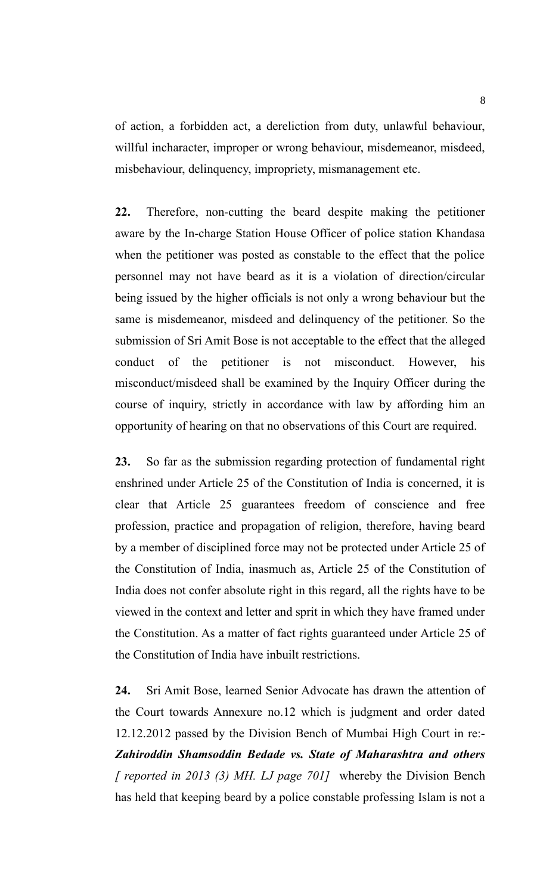of action, a forbidden act, a dereliction from duty, unlawful behaviour, willful incharacter, improper or wrong behaviour, misdemeanor, misdeed, misbehaviour, delinquency, impropriety, mismanagement etc.

**22.** Therefore, non-cutting the beard despite making the petitioner aware by the In-charge Station House Officer of police station Khandasa when the petitioner was posted as constable to the effect that the police personnel may not have beard as it is a violation of direction/circular being issued by the higher officials is not only a wrong behaviour but the same is misdemeanor, misdeed and delinquency of the petitioner. So the submission of Sri Amit Bose is not acceptable to the effect that the alleged conduct of the petitioner is not misconduct. However, his misconduct/misdeed shall be examined by the Inquiry Officer during the course of inquiry, strictly in accordance with law by affording him an opportunity of hearing on that no observations of this Court are required.

**23.** So far as the submission regarding protection of fundamental right enshrined under Article 25 of the Constitution of India is concerned, it is clear that Article 25 guarantees freedom of conscience and free profession, practice and propagation of religion, therefore, having beard by a member of disciplined force may not be protected under Article 25 of the Constitution of India, inasmuch as, Article 25 of the Constitution of India does not confer absolute right in this regard, all the rights have to be viewed in the context and letter and sprit in which they have framed under the Constitution. As a matter of fact rights guaranteed under Article 25 of the Constitution of India have inbuilt restrictions.

**24.** Sri Amit Bose, learned Senior Advocate has drawn the attention of the Court towards Annexure no.12 which is judgment and order dated 12.12.2012 passed by the Division Bench of Mumbai High Court in re:- ***Zahiroddin Shamsoddin Bedade vs. State of Maharashtra and others*** *[ reported in 2013 (3) MH. LJ page 701]* whereby the Division Bench has held that keeping beard by a police constable professing Islam is not a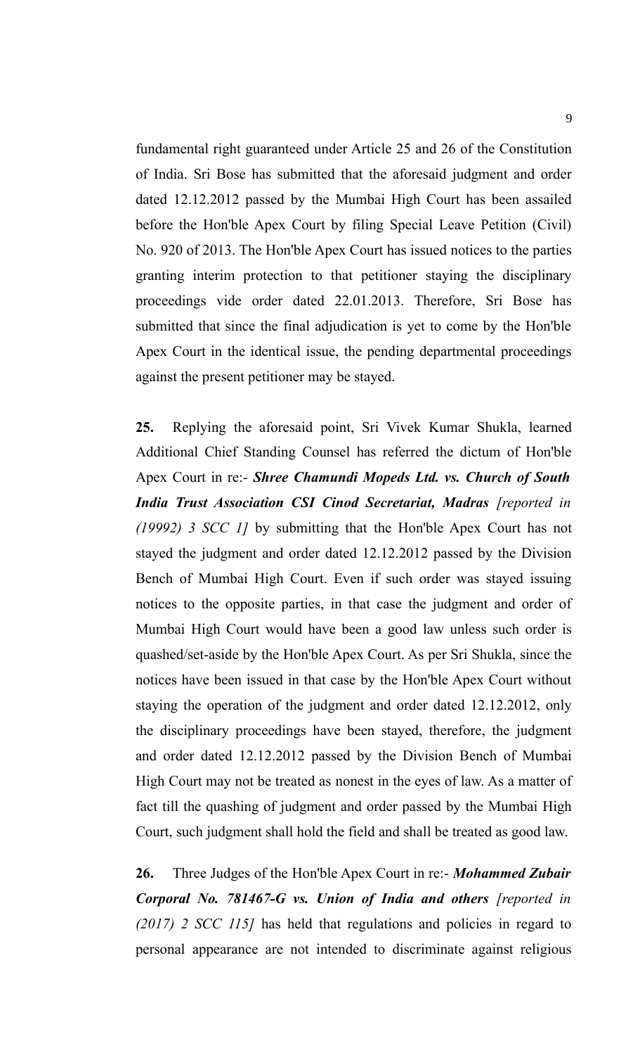fundamental right guaranteed under Article 25 and 26 of the Constitution of India. Sri Bose has submitted that the aforesaid judgment and order dated 12.12.2012 passed by the Mumbai High Court has been assailed before the Hon'ble Apex Court by filing Special Leave Petition (Civil) No. 920 of 2013. The Hon'ble Apex Court has issued notices to the parties granting interim protection to that petitioner staying the disciplinary proceedings vide order dated 22.01.2013. Therefore, Sri Bose has submitted that since the final adjudication is yet to come by the Hon'ble Apex Court in the identical issue, the pending departmental proceedings against the present petitioner may be stayed.

**25.** Replying the aforesaid point, Sri Vivek Kumar Shukla, learned Additional Chief Standing Counsel has referred the dictum of Hon'ble Apex Court in re:- ***Shree Chamundi Mopeds Ltd. vs. Church of South India Trust Association CSI Cinod Secretariat, Madras*** *[reported in (19992) 3 SCC 1]* by submitting that the Hon'ble Apex Court has not stayed the judgment and order dated 12.12.2012 passed by the Division Bench of Mumbai High Court. Even if such order was stayed issuing notices to the opposite parties, in that case the judgment and order of Mumbai High Court would have been a good law unless such order is quashed/set-aside by the Hon'ble Apex Court. As per Sri Shukla, since the notices have been issued in that case by the Hon'ble Apex Court without staying the operation of the judgment and order dated 12.12.2012, only the disciplinary proceedings have been stayed, therefore, the judgment and order dated 12.12.2012 passed by the Division Bench of Mumbai High Court may not be treated as nonest in the eyes of law. As a matter of fact till the quashing of judgment and order passed by the Mumbai High Court, such judgment shall hold the field and shall be treated as good law.

**26.** Three Judges of the Hon'ble Apex Court in re:- ***Mohammed Zubair Corporal No. 781467-G vs. Union of India and others*** *[reported in (2017) 2 SCC 115]* has held that regulations and policies in regard to personal appearance are not intended to discriminate against religious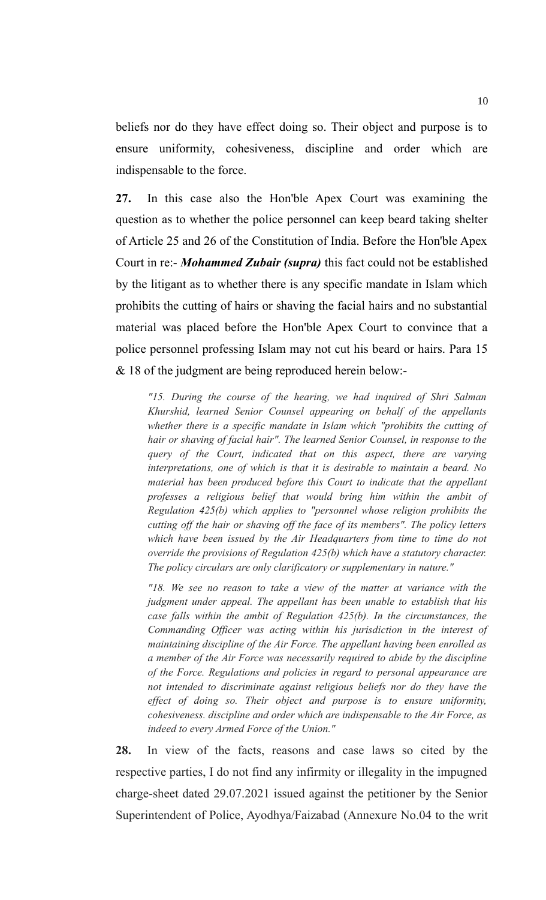beliefs nor do they have effect doing so. Their object and purpose is to ensure uniformity, cohesiveness, discipline and order which are indispensable to the force.

**27.** In this case also the Hon'ble Apex Court was examining the question as to whether the police personnel can keep beard taking shelter of Article 25 and 26 of the Constitution of India. Before the Hon'ble Apex Court in re:- ***Mohammed Zubair (supra)*** this fact could not be established by the litigant as to whether there is any specific mandate in Islam which prohibits the cutting of hairs or shaving the facial hairs and no substantial material was placed before the Hon'ble Apex Court to convince that a police personnel professing Islam may not cut his beard or hairs. Para 15 & 18 of the judgment are being reproduced herein below:-

> *"15. During the course of the hearing, we had inquired of Shri Salman Khurshid, learned Senior Counsel appearing on behalf of the appellants whether there is a specific mandate in Islam which "prohibits the cutting of hair or shaving of facial hair". The learned Senior Counsel, in response to the query of the Court, indicated that on this aspect, there are varying interpretations, one of which is that it is desirable to maintain a beard. No material has been produced before this Court to indicate that the appellant professes a religious belief that would bring him within the ambit of Regulation 425(b) which applies to "personnel whose religion prohibits the cutting off the hair or shaving off the face of its members". The policy letters which have been issued by the Air Headquarters from time to time do not override the provisions of Regulation 425(b) which have a statutory character. The policy circulars are only clarificatory or supplementary in nature."*
>
> *"18. We see no reason to take a view of the matter at variance with the judgment under appeal. The appellant has been unable to establish that his case falls within the ambit of Regulation 425(b). In the circumstances, the Commanding Officer was acting within his jurisdiction in the interest of maintaining discipline of the Air Force. The appellant having been enrolled as a member of the Air Force was necessarily required to abide by the discipline of the Force. Regulations and policies in regard to personal appearance are not intended to discriminate against religious beliefs nor do they have the effect of doing so. Their object and purpose is to ensure uniformity, cohesiveness. discipline and order which are indispensable to the Air Force, as indeed to every Armed Force of the Union."*

**28.** In view of the facts, reasons and case laws so cited by the respective parties, I do not find any infirmity or illegality in the impugned charge-sheet dated 29.07.2021 issued against the petitioner by the Senior Superintendent of Police, Ayodhya/Faizabad (Annexure No.04 to the writ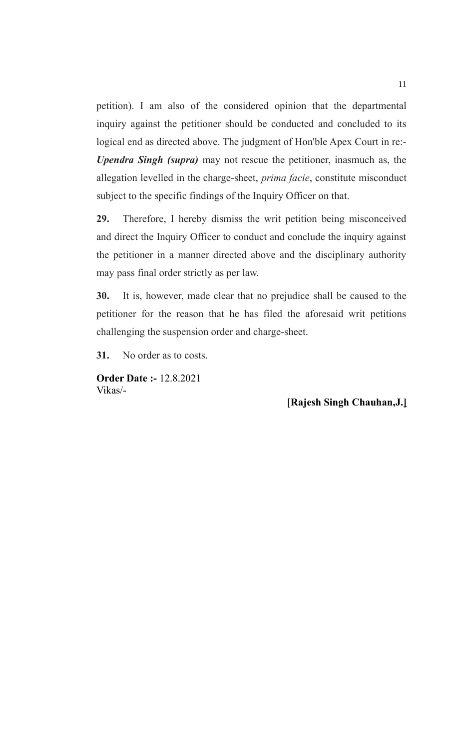petition). I am also of the considered opinion that the departmental inquiry against the petitioner should be conducted and concluded to its logical end as directed above. The judgment of Hon'ble Apex Court in re:- ***Upendra Singh (supra)*** may not rescue the petitioner, inasmuch as, the allegation levelled in the charge-sheet, *prima facie*, constitute misconduct subject to the specific findings of the Inquiry Officer on that.

**29.** Therefore, I hereby dismiss the writ petition being misconceived and direct the Inquiry Officer to conduct and conclude the inquiry against the petitioner in a manner directed above and the disciplinary authority may pass final order strictly as per law.

**30.** It is, however, made clear that no prejudice shall be caused to the petitioner for the reason that he has filed the aforesaid writ petitions challenging the suspension order and charge-sheet.

**31.** No order as to costs.

**Order Date :-** 12.8.2021
Vikas/-

[**Rajesh Singh Chauhan,J.]**